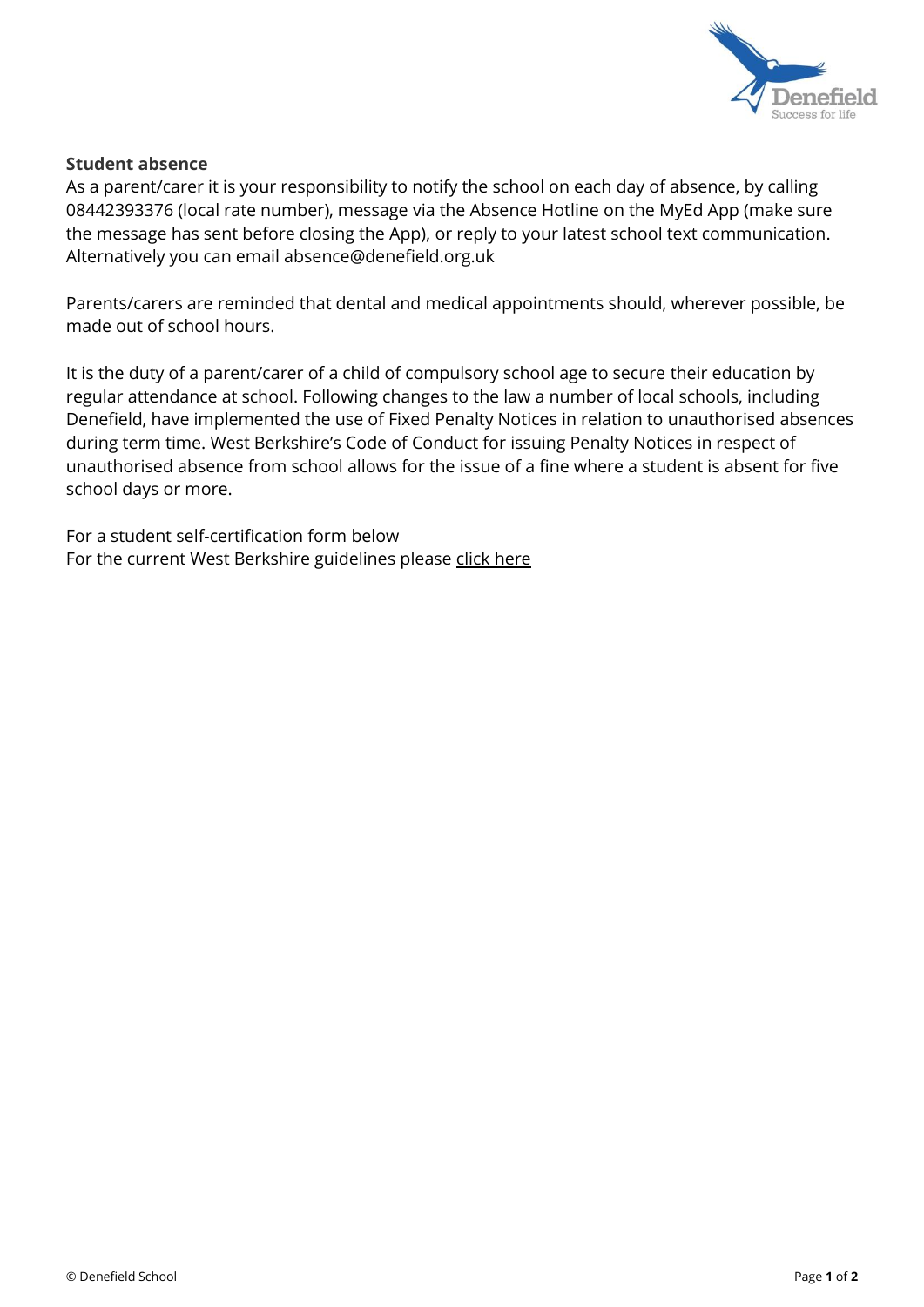**Student absence**

As a parent/carer it is your responsibility to notify the school on each day of absence, by calling 08442393376 (local rate number), message via the Absence Hotline on the MyEd App (make sure the message has sent before closing the App), or reply to your latest school text communication. Alternatively you can email absence@denefield.org.uk

Parents/carers are reminded that dental and medical appointments should, wherever possible, be made out of school hours.

It is the duty of a parent/carer of a child of compulsory school age to secure their education by regular attendance at school. Following changes to the law a number of local schools, including Denefield, have implemented the use of Fixed Penalty Notices in relation to unauthorised absences during term time. West Berkshire's Code of Conduct for issuing Penalty Notices in respect of unauthorised absence from school allows for the issue of a fine where a student is absent for five school days or more.

For a student self-certification form below
For the current West Berkshire guidelines please click here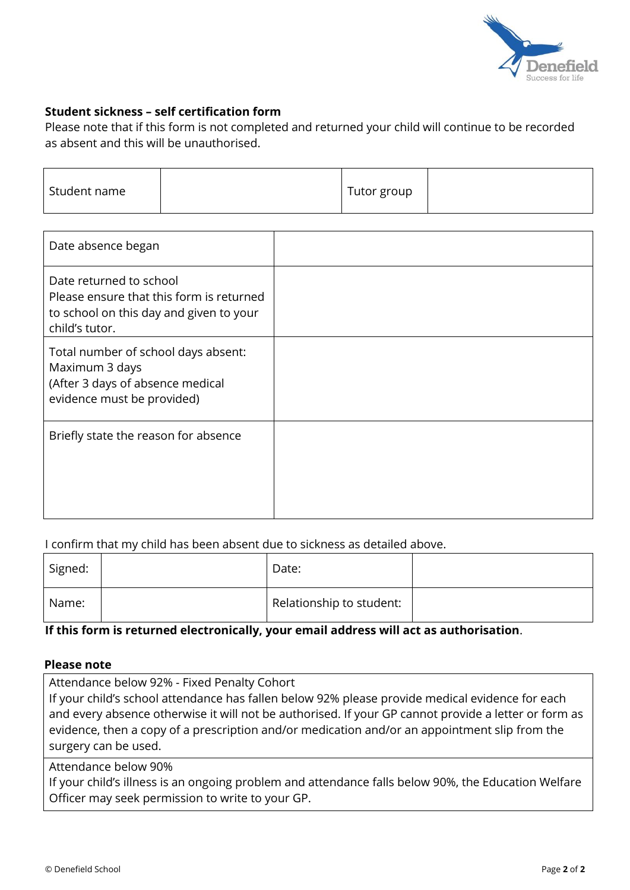**Student sickness – self certification form**

Please note that if this form is not completed and returned your child will continue to be recorded as absent and this will be unauthorised.

| | | | |
|---|---|---|---|
| Student name | | Tutor group | |

| | |
|---|---|
| Date absence began | |
| Date returned to school<br>Please ensure that this form is returned to school on this day and given to your child's tutor. | |
| Total number of school days absent:<br>Maximum 3 days<br>(After 3 days of absence medical evidence must be provided) | |
| Briefly state the reason for absence | |

I confirm that my child has been absent due to sickness as detailed above.

| | | | |
|---|---|---|---|
| Signed: | | Date: | |
| Name: | | Relationship to student: | |

**If this form is returned electronically, your email address will act as authorisation**.

**Please note**

| |
|---|
| Attendance below 92% - Fixed Penalty Cohort<br>If your child's school attendance has fallen below 92% please provide medical evidence for each and every absence otherwise it will not be authorised. If your GP cannot provide a letter or form as evidence, then a copy of a prescription and/or medication and/or an appointment slip from the surgery can be used. |
| Attendance below 90%<br>If your child's illness is an ongoing problem and attendance falls below 90%, the Education Welfare Officer may seek permission to write to your GP. |

© Denefield School